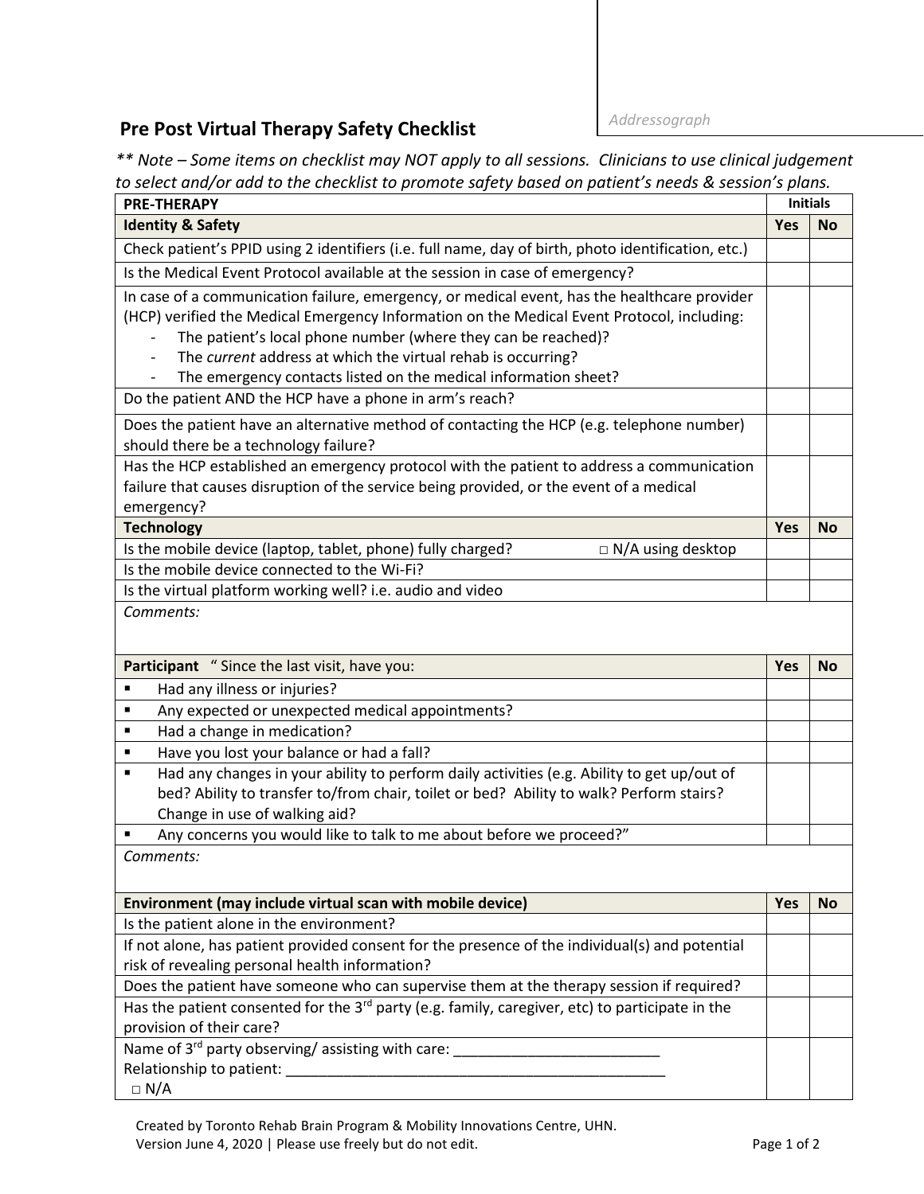Addressograph

# Pre Post Virtual Therapy Safety Checklist

*\*\* Note – Some items on checklist may NOT apply to all sessions. Clinicians to use clinical judgement to select and/or add to the checklist to promote safety based on patient's needs & session's plans.*

| **PRE-THERAPY** | **Initials** | |
|---|---|---|
| **Identity & Safety** | **Yes** | **No** |
| Check patient's PPID using 2 identifiers (i.e. full name, day of birth, photo identification, etc.) | | |
| Is the Medical Event Protocol available at the session in case of emergency? | | |
| In case of a communication failure, emergency, or medical event, has the healthcare provider (HCP) verified the Medical Emergency Information on the Medical Event Protocol, including:<br>- The patient's local phone number (where they can be reached)?<br>- The *current* address at which the virtual rehab is occurring?<br>- The emergency contacts listed on the medical information sheet? | | |
| Do the patient AND the HCP have a phone in arm's reach? | | |
| Does the patient have an alternative method of contacting the HCP (e.g. telephone number) should there be a technology failure? | | |
| Has the HCP established an emergency protocol with the patient to address a communication failure that causes disruption of the service being provided, or the event of a medical emergency? | | |
| **Technology** | **Yes** | **No** |
| Is the mobile device (laptop, tablet, phone) fully charged? □ N/A using desktop | | |
| Is the mobile device connected to the Wi-Fi? | | |
| Is the virtual platform working well? i.e. audio and video | | |
| *Comments:* | | |
| **Participant** " Since the last visit, have you: | **Yes** | **No** |
| ▪ Had any illness or injuries? | | |
| ▪ Any expected or unexpected medical appointments? | | |
| ▪ Had a change in medication? | | |
| ▪ Have you lost your balance or had a fall? | | |
| ▪ Had any changes in your ability to perform daily activities (e.g. Ability to get up/out of bed? Ability to transfer to/from chair, toilet or bed? Ability to walk? Perform stairs? Change in use of walking aid? | | |
| ▪ Any concerns you would like to talk to me about before we proceed?" | | |
| *Comments:* | | |
| **Environment (may include virtual scan with mobile device)** | **Yes** | **No** |
| Is the patient alone in the environment? | | |
| If not alone, has patient provided consent for the presence of the individual(s) and potential risk of revealing personal health information? | | |
| Does the patient have someone who can supervise them at the therapy session if required? | | |
| Has the patient consented for the 3rd party (e.g. family, caregiver, etc) to participate in the provision of their care? | | |
| Name of 3rd party observing/ assisting with care: \_\_\_\_\_\_\_\_\_\_\_\_\_\_\_\_\_\_\_\_\_\_\_\_\_\_<br>Relationship to patient: \_\_\_\_\_\_\_\_\_\_\_\_\_\_\_\_\_\_\_\_\_\_\_\_\_\_\_\_\_\_\_\_\_\_\_\_\_\_\_\_\_\_\_\_\_\_\_\_<br>□ N/A | | |

Created by Toronto Rehab Brain Program & Mobility Innovations Centre, UHN.
Version June 4, 2020 | Please use freely but do not edit.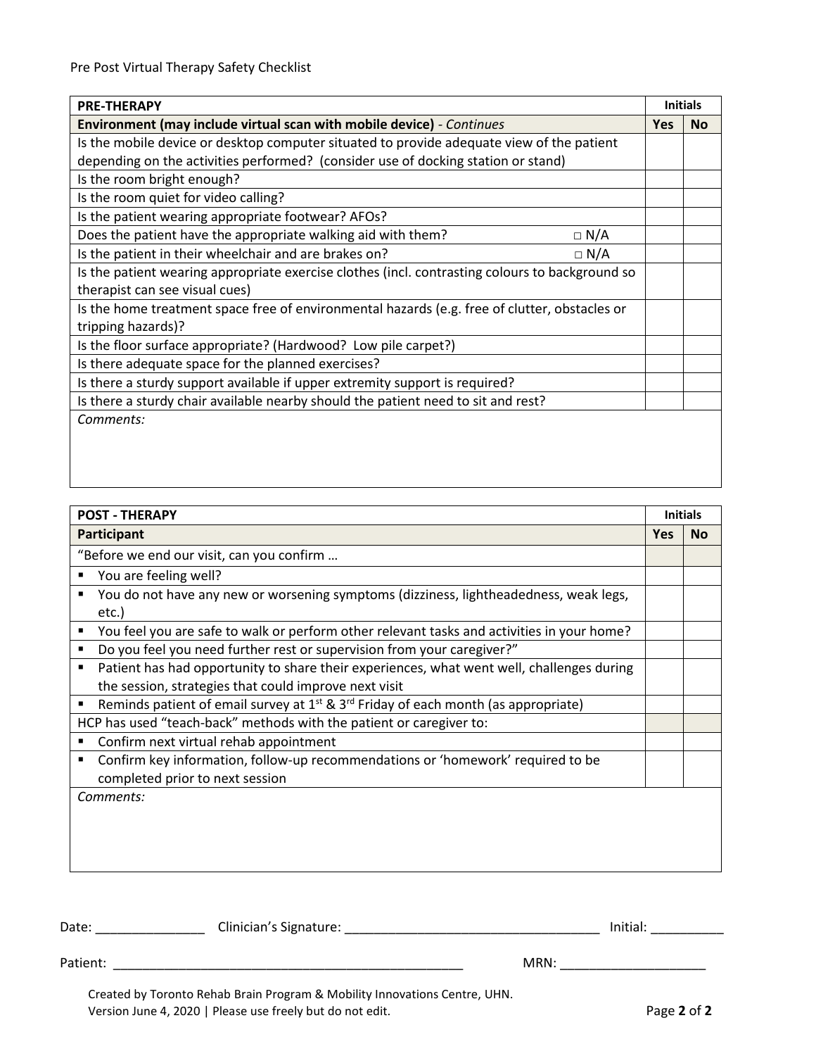Pre Post Virtual Therapy Safety Checklist

| **PRE-THERAPY** | **Initials** | |
|---|---|---|
| **Environment (may include virtual scan with mobile device)** *- Continues* | **Yes** | **No** |
| Is the mobile device or desktop computer situated to provide adequate view of the patient depending on the activities performed? (consider use of docking station or stand) | | |
| Is the room bright enough? | | |
| Is the room quiet for video calling? | | |
| Is the patient wearing appropriate footwear? AFOs? | | |
| Does the patient have the appropriate walking aid with them? □ N/A | | |
| Is the patient in their wheelchair and are brakes on? □ N/A | | |
| Is the patient wearing appropriate exercise clothes (incl. contrasting colours to background so therapist can see visual cues) | | |
| Is the home treatment space free of environmental hazards (e.g. free of clutter, obstacles or tripping hazards)? | | |
| Is the floor surface appropriate? (Hardwood? Low pile carpet?) | | |
| Is there adequate space for the planned exercises? | | |
| Is there a sturdy support available if upper extremity support is required? | | |
| Is there a sturdy chair available nearby should the patient need to sit and rest? | | |
| *Comments:* | | |

| **POST - THERAPY** | **Initials** | |
|---|---|---|
| **Participant** | **Yes** | **No** |
| "Before we end our visit, can you confirm … | | |
| ▪ You are feeling well? | | |
| ▪ You do not have any new or worsening symptoms (dizziness, lightheadedness, weak legs, etc.) | | |
| ▪ You feel you are safe to walk or perform other relevant tasks and activities in your home? | | |
| ▪ Do you feel you need further rest or supervision from your caregiver?" | | |
| ▪ Patient has had opportunity to share their experiences, what went well, challenges during the session, strategies that could improve next visit | | |
| ▪ Reminds patient of email survey at 1st & 3rd Friday of each month (as appropriate) | | |
| HCP has used "teach-back" methods with the patient or caregiver to: | | |
| ▪ Confirm next virtual rehab appointment | | |
| ▪ Confirm key information, follow-up recommendations or 'homework' required to be completed prior to next session | | |
| *Comments:* | | |

Date: _______________ Clinician's Signature: ___________________________________ Initial: __________

Patient: __________________________________________________ MRN: ____________________

Created by Toronto Rehab Brain Program & Mobility Innovations Centre, UHN.
Version June 4, 2020 | Please use freely but do not edit.